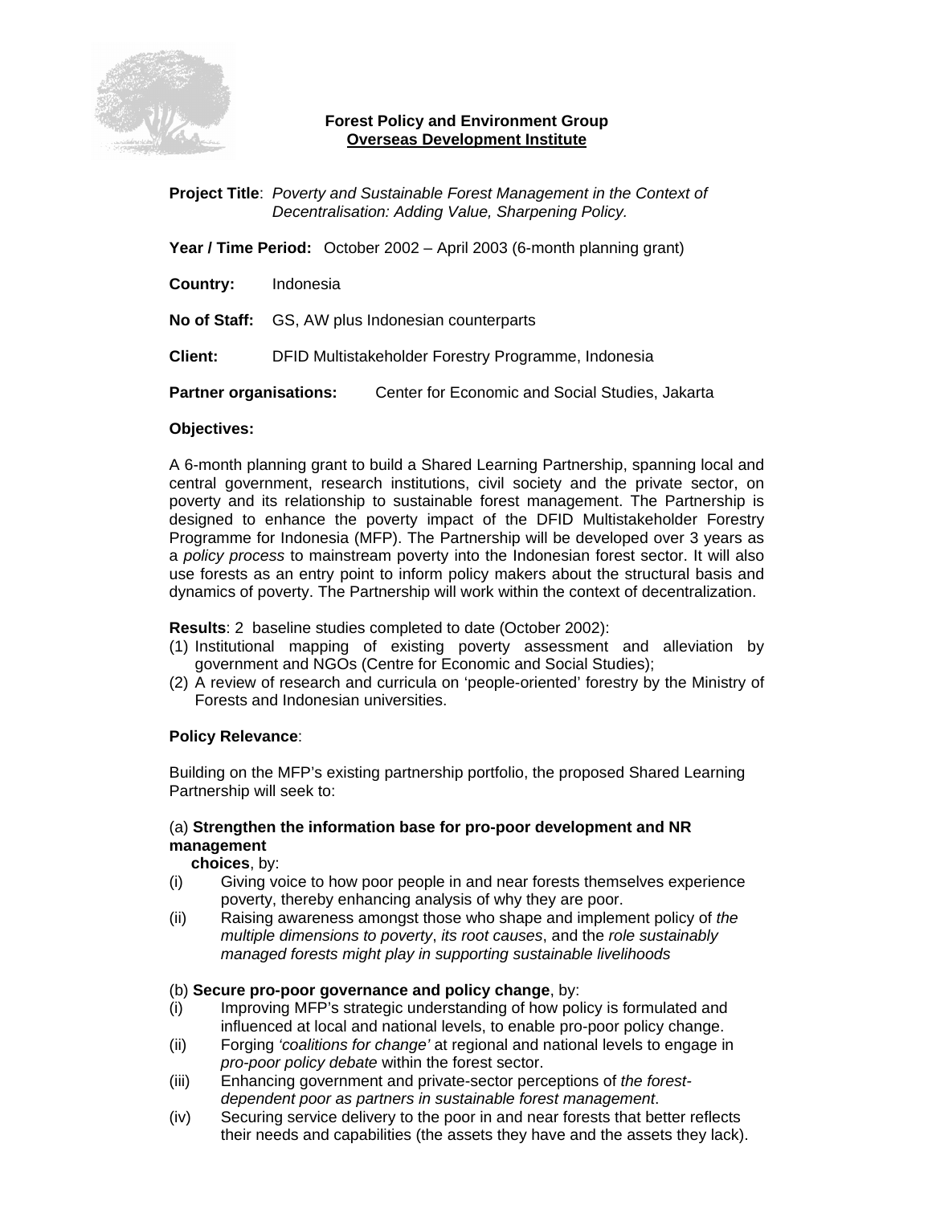**Forest Policy and Environment Group**
**Overseas Development Institute**

**Project Title**: *Poverty and Sustainable Forest Management in the Context of Decentralisation: Adding Value, Sharpening Policy.*

**Year / Time Period:** October 2002 – April 2003 (6-month planning grant)

**Country:** Indonesia

**No of Staff:** GS, AW plus Indonesian counterparts

**Client:** DFID Multistakeholder Forestry Programme, Indonesia

**Partner organisations:** Center for Economic and Social Studies, Jakarta

**Objectives:**

A 6-month planning grant to build a Shared Learning Partnership, spanning local and central government, research institutions, civil society and the private sector, on poverty and its relationship to sustainable forest management. The Partnership is designed to enhance the poverty impact of the DFID Multistakeholder Forestry Programme for Indonesia (MFP). The Partnership will be developed over 3 years as a *policy process* to mainstream poverty into the Indonesian forest sector. It will also use forests as an entry point to inform policy makers about the structural basis and dynamics of poverty. The Partnership will work within the context of decentralization.

**Results**: 2 baseline studies completed to date (October 2002):

(1) Institutional mapping of existing poverty assessment and alleviation by government and NGOs (Centre for Economic and Social Studies);
(2) A review of research and curricula on 'people-oriented' forestry by the Ministry of Forests and Indonesian universities.

**Policy Relevance**:

Building on the MFP's existing partnership portfolio, the proposed Shared Learning Partnership will seek to:

(a) **Strengthen the information base for pro-poor development and NR management choices**, by:

(i) Giving voice to how poor people in and near forests themselves experience poverty, thereby enhancing analysis of why they are poor.
(ii) Raising awareness amongst those who shape and implement policy of *the multiple dimensions to poverty*, *its root causes*, and the *role sustainably managed forests might play in supporting sustainable livelihoods*

(b) **Secure pro-poor governance and policy change**, by:

(i) Improving MFP's strategic understanding of how policy is formulated and influenced at local and national levels, to enable pro-poor policy change.
(ii) Forging *'coalitions for change'* at regional and national levels to engage in *pro-poor policy debate* within the forest sector.
(iii) Enhancing government and private-sector perceptions of *the forest-dependent poor as partners in sustainable forest management*.
(iv) Securing service delivery to the poor in and near forests that better reflects their needs and capabilities (the assets they have and the assets they lack).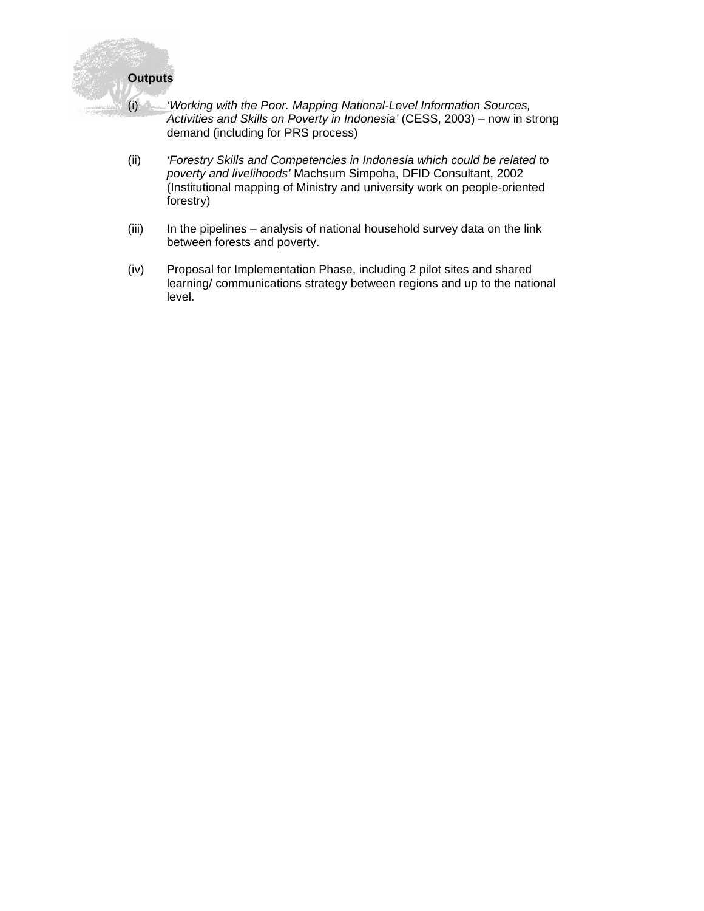**Outputs**

(i) *'Working with the Poor. Mapping National-Level Information Sources, Activities and Skills on Poverty in Indonesia'* (CESS, 2003) – now in strong demand (including for PRS process)

(ii) *'Forestry Skills and Competencies in Indonesia which could be related to poverty and livelihoods'* Machsum Simpoha, DFID Consultant, 2002 (Institutional mapping of Ministry and university work on people-oriented forestry)

(iii) In the pipelines – analysis of national household survey data on the link between forests and poverty.

(iv) Proposal for Implementation Phase, including 2 pilot sites and shared learning/ communications strategy between regions and up to the national level.